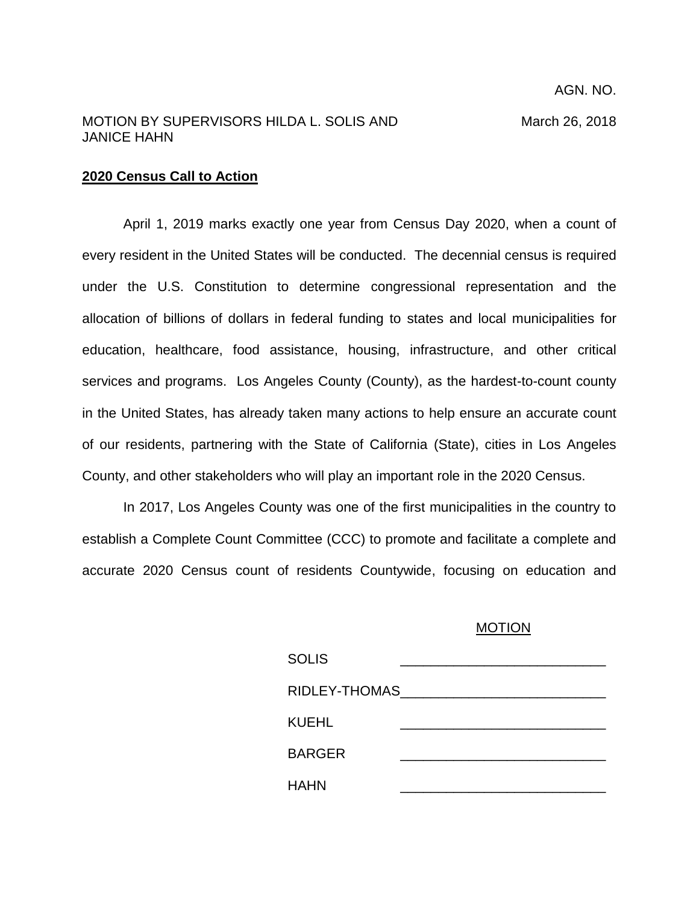AGN. NO.

MOTION BY SUPERVISORS HILDA L. SOLIS AND JANICE HAHN

March 26, 2018

**2020 Census Call to Action**

April 1, 2019 marks exactly one year from Census Day 2020, when a count of every resident in the United States will be conducted. The decennial census is required under the U.S. Constitution to determine congressional representation and the allocation of billions of dollars in federal funding to states and local municipalities for education, healthcare, food assistance, housing, infrastructure, and other critical services and programs. Los Angeles County (County), as the hardest-to-count county in the United States, has already taken many actions to help ensure an accurate count of our residents, partnering with the State of California (State), cities in Los Angeles County, and other stakeholders who will play an important role in the 2020 Census.

In 2017, Los Angeles County was one of the first municipalities in the country to establish a Complete Count Committee (CCC) to promote and facilitate a complete and accurate 2020 Census count of residents Countywide, focusing on education and

MOTION

| | |
|---|---|
| SOLIS | \_\_\_\_\_\_\_\_\_\_\_\_\_\_\_\_\_\_\_\_\_\_\_\_\_\_ |
| RIDLEY-THOMAS | \_\_\_\_\_\_\_\_\_\_\_\_\_\_\_\_\_\_\_\_\_\_\_\_\_\_ |
| KUEHL | \_\_\_\_\_\_\_\_\_\_\_\_\_\_\_\_\_\_\_\_\_\_\_\_\_\_ |
| BARGER | \_\_\_\_\_\_\_\_\_\_\_\_\_\_\_\_\_\_\_\_\_\_\_\_\_\_ |
| HAHN | \_\_\_\_\_\_\_\_\_\_\_\_\_\_\_\_\_\_\_\_\_\_\_\_\_\_ |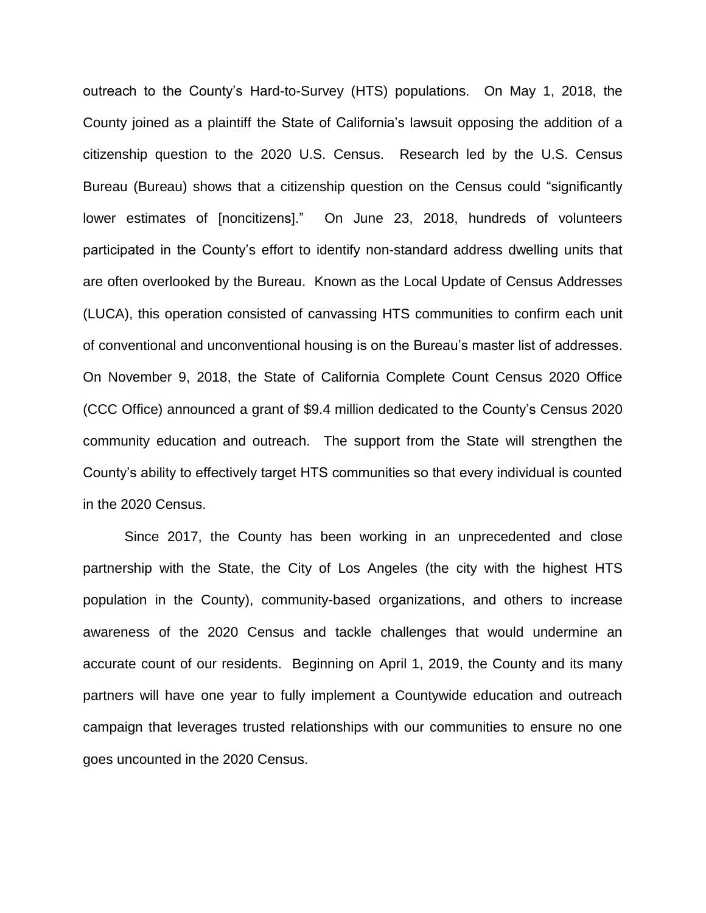outreach to the County's Hard-to-Survey (HTS) populations. On May 1, 2018, the County joined as a plaintiff the State of California's lawsuit opposing the addition of a citizenship question to the 2020 U.S. Census. Research led by the U.S. Census Bureau (Bureau) shows that a citizenship question on the Census could "significantly lower estimates of [noncitizens]." On June 23, 2018, hundreds of volunteers participated in the County's effort to identify non-standard address dwelling units that are often overlooked by the Bureau. Known as the Local Update of Census Addresses (LUCA), this operation consisted of canvassing HTS communities to confirm each unit of conventional and unconventional housing is on the Bureau's master list of addresses. On November 9, 2018, the State of California Complete Count Census 2020 Office (CCC Office) announced a grant of $9.4 million dedicated to the County's Census 2020 community education and outreach. The support from the State will strengthen the County's ability to effectively target HTS communities so that every individual is counted in the 2020 Census.

Since 2017, the County has been working in an unprecedented and close partnership with the State, the City of Los Angeles (the city with the highest HTS population in the County), community-based organizations, and others to increase awareness of the 2020 Census and tackle challenges that would undermine an accurate count of our residents. Beginning on April 1, 2019, the County and its many partners will have one year to fully implement a Countywide education and outreach campaign that leverages trusted relationships with our communities to ensure no one goes uncounted in the 2020 Census.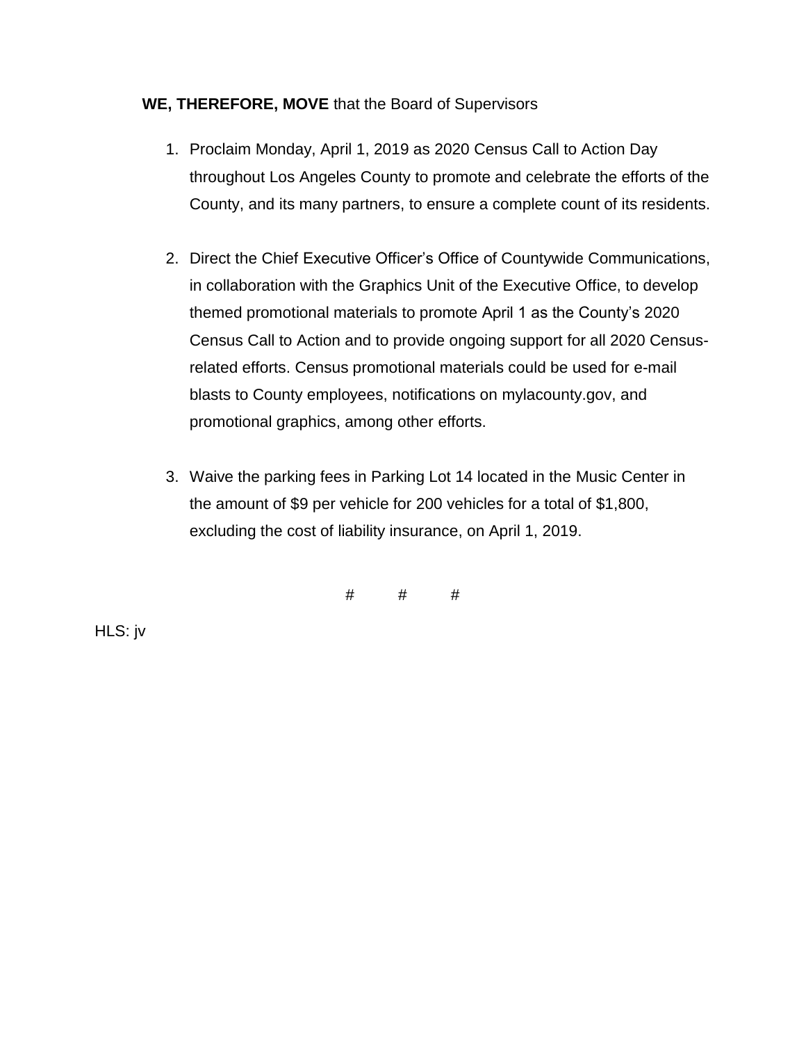**WE, THEREFORE, MOVE** that the Board of Supervisors

1. Proclaim Monday, April 1, 2019 as 2020 Census Call to Action Day throughout Los Angeles County to promote and celebrate the efforts of the County, and its many partners, to ensure a complete count of its residents.

2. Direct the Chief Executive Officer's Office of Countywide Communications, in collaboration with the Graphics Unit of the Executive Office, to develop themed promotional materials to promote April 1 as the County's 2020 Census Call to Action and to provide ongoing support for all 2020 Census-related efforts. Census promotional materials could be used for e-mail blasts to County employees, notifications on mylacounty.gov, and promotional graphics, among other efforts.

3. Waive the parking fees in Parking Lot 14 located in the Music Center in the amount of $9 per vehicle for 200 vehicles for a total of $1,800, excluding the cost of liability insurance, on April 1, 2019.

# # #

HLS: jv